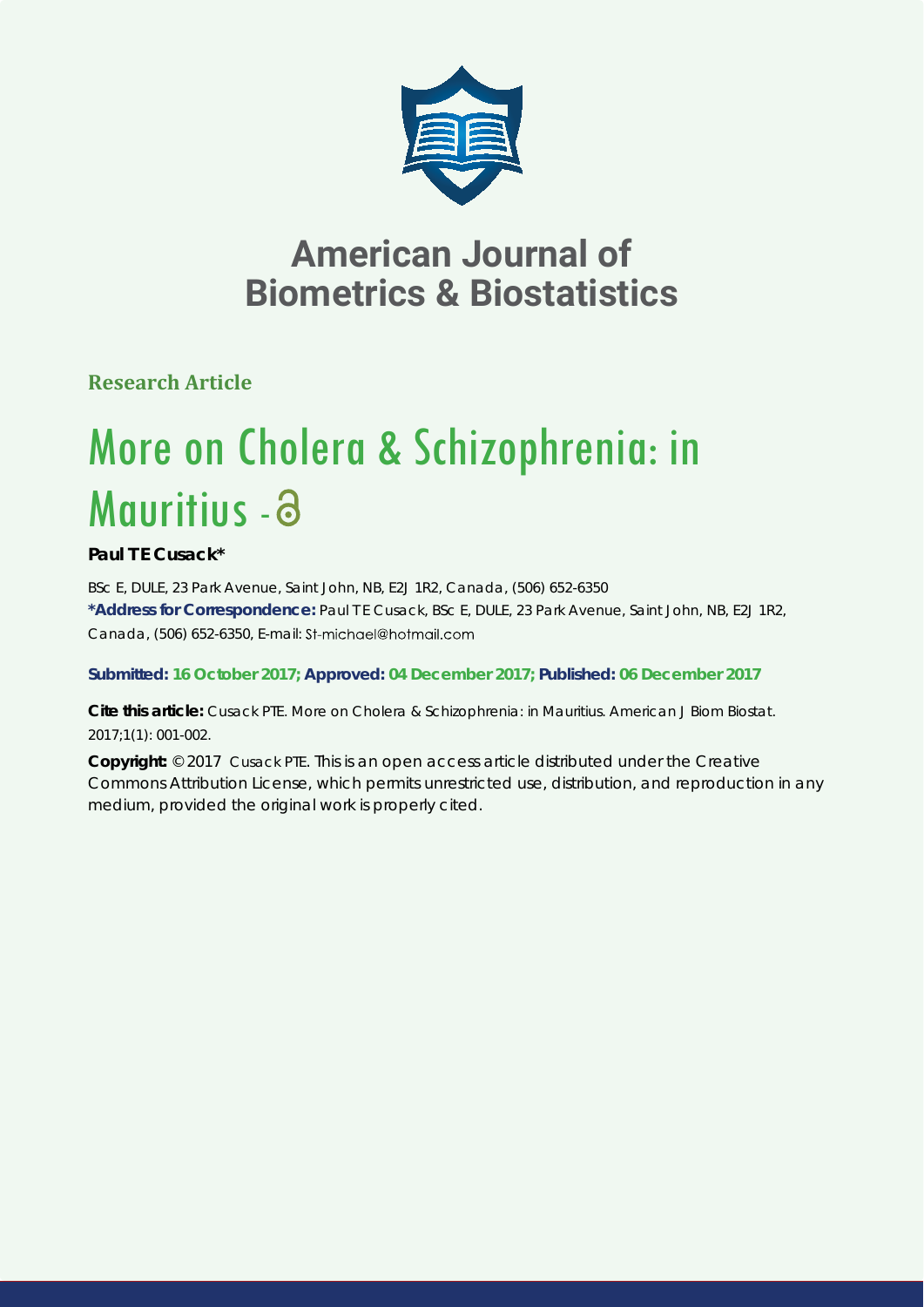# American Journal of Biometrics & Biostatistics

**Research Article**

# More on Cholera & Schizophrenia: in Mauritius -

**Paul TE Cusack***

BSc E, DULE, 23 Park Avenue, Saint John, NB, E2J 1R2, Canada, (506) 652-6350

**\*Address for Correspondence:** Paul TE Cusack, BSc E, DULE, 23 Park Avenue, Saint John, NB, E2J 1R2, Canada, (506) 652-6350, E-mail: St-michael@hotmail.com

**Submitted: 16 October 2017; Approved: 04 December 2017; Published: 06 December 2017**

**Cite this article:** Cusack PTE. More on Cholera & Schizophrenia: in Mauritius. American J Biom Biostat. 2017;1(1): 001-002.

**Copyright:** © 2017 Cusack PTE. This is an open access article distributed under the Creative Commons Attribution License, which permits unrestricted use, distribution, and reproduction in any medium, provided the original work is properly cited.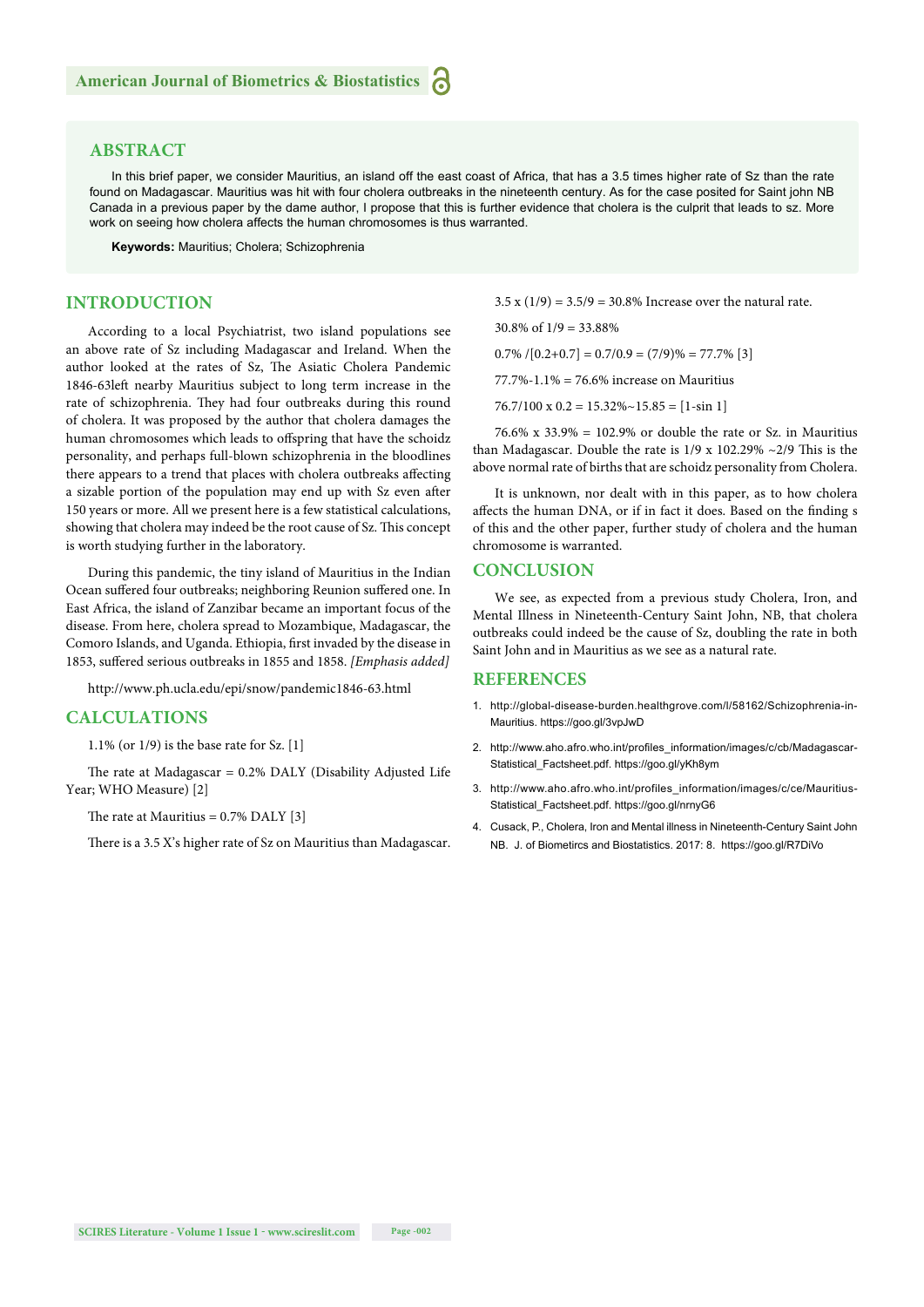## ABSTRACT

In this brief paper, we consider Mauritius, an island off the east coast of Africa, that has a 3.5 times higher rate of Sz than the rate found on Madagascar. Mauritius was hit with four cholera outbreaks in the nineteenth century. As for the case posited for Saint john NB Canada in a previous paper by the dame author, I propose that this is further evidence that cholera is the culprit that leads to sz. More work on seeing how cholera affects the human chromosomes is thus warranted.

**Keywords:** Mauritius; Cholera; Schizophrenia

## INTRODUCTION

According to a local Psychiatrist, two island populations see an above rate of Sz including Madagascar and Ireland. When the author looked at the rates of Sz, The Asiatic Cholera Pandemic 1846-63left nearby Mauritius subject to long term increase in the rate of schizophrenia. They had four outbreaks during this round of cholera. It was proposed by the author that cholera damages the human chromosomes which leads to offspring that have the schoidz personality, and perhaps full-blown schizophrenia in the bloodlines there appears to a trend that places with cholera outbreaks affecting a sizable portion of the population may end up with Sz even after 150 years or more. All we present here is a few statistical calculations, showing that cholera may indeed be the root cause of Sz. This concept is worth studying further in the laboratory.

During this pandemic, the tiny island of Mauritius in the Indian Ocean suffered four outbreaks; neighboring Reunion suffered one. In East Africa, the island of Zanzibar became an important focus of the disease. From here, cholera spread to Mozambique, Madagascar, the Comoro Islands, and Uganda. Ethiopia, first invaded by the disease in 1853, suffered serious outbreaks in 1855 and 1858. *[Emphasis added]*

http://www.ph.ucla.edu/epi/snow/pandemic1846-63.html

## CALCULATIONS

1.1% (or 1/9) is the base rate for Sz. [1]

The rate at Madagascar = 0.2% DALY (Disability Adjusted Life Year; WHO Measure) [2]

The rate at Mauritius = 0.7% DALY [3]

There is a 3.5 X's higher rate of Sz on Mauritius than Madagascar.

3.5 x (1/9) = 3.5/9 = 30.8% Increase over the natural rate.

30.8% of 1/9 = 33.88%

0.7% /[0.2+0.7] = 0.7/0.9 = (7/9)% = 77.7% [3]

77.7%-1.1% = 76.6% increase on Mauritius

76.7/100 x 0.2 = 15.32%~15.85 = [1-sin 1]

76.6% x 33.9% = 102.9% or double the rate or Sz. in Mauritius than Madagascar. Double the rate is 1/9 x 102.29% ~2/9 This is the above normal rate of births that are schoidz personality from Cholera.

It is unknown, nor dealt with in this paper, as to how cholera affects the human DNA, or if in fact it does. Based on the finding s of this and the other paper, further study of cholera and the human chromosome is warranted.

## CONCLUSION

We see, as expected from a previous study Cholera, Iron, and Mental Illness in Nineteenth-Century Saint John, NB, that cholera outbreaks could indeed be the cause of Sz, doubling the rate in both Saint John and in Mauritius as we see as a natural rate.

## REFERENCES

1. http://global-disease-burden.healthgrove.com/l/58162/Schizophrenia-in-Mauritius. https://goo.gl/3vpJwD
2. http://www.aho.afro.who.int/profiles_information/images/c/cb/Madagascar-Statistical_Factsheet.pdf. https://goo.gl/yKh8ym
3. http://www.aho.afro.who.int/profiles_information/images/c/ce/Mauritius-Statistical_Factsheet.pdf. https://goo.gl/nrnyG6
4. Cusack, P., Cholera, Iron and Mental illness in Nineteenth-Century Saint John NB. J. of Biometircs and Biostatistics. 2017: 8. https://goo.gl/R7DiVo